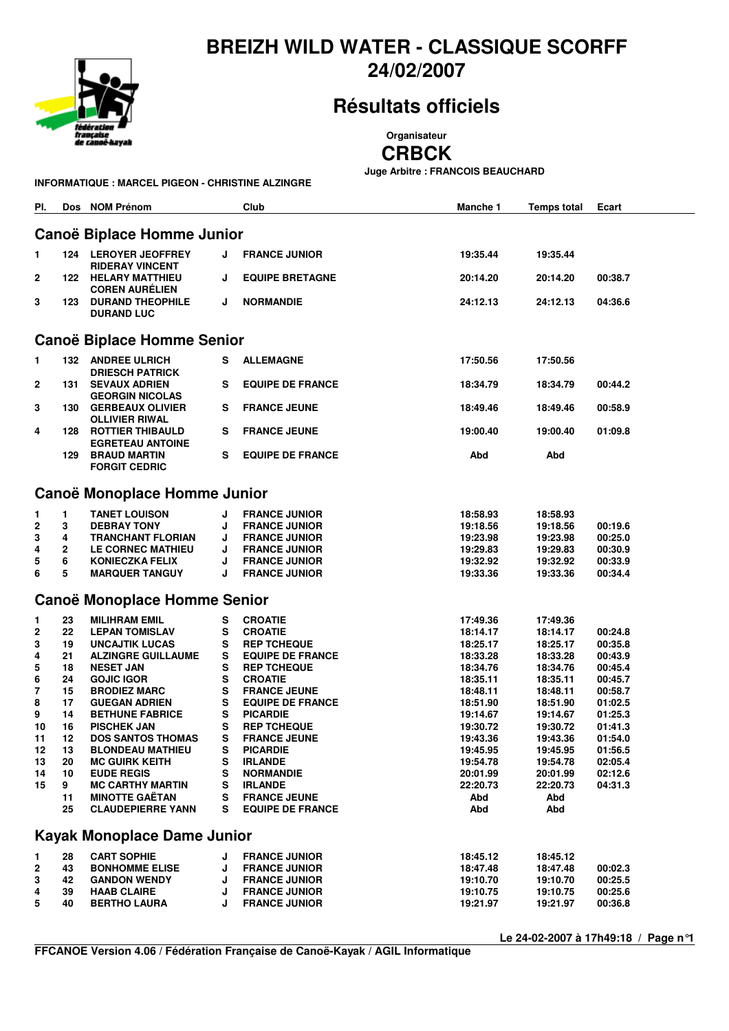# BREIZH WILD WATER - CLASSIQUE SCORFF

## 24/02/2007

## Résultats officiels

**Organisateur**

**CRBCK**

**Juge Arbitre : FRANCOIS BEAUCHARD**

**INFORMATIQUE : MARCEL PIGEON - CHRISTINE ALZINGRE**

### Canoë Biplace Homme Junior

| Pl. | Dos | NOM Prénom | | Club | Manche 1 | Temps total | Ecart |
|---|---|---|---|---|---|---|---|
| 1 | 124 | LEROYER JEOFFREY<br>RIDERAY VINCENT | J | FRANCE JUNIOR | 19:35.44 | 19:35.44 | |
| 2 | 122 | HELARY MATTHIEU<br>COREN AURÉLIEN | J | EQUIPE BRETAGNE | 20:14.20 | 20:14.20 | 00:38.7 |
| 3 | 123 | DURAND THEOPHILE<br>DURAND LUC | J | NORMANDIE | 24:12.13 | 24:12.13 | 04:36.6 |

### Canoë Biplace Homme Senior

| Pl. | Dos | NOM Prénom | | Club | Manche 1 | Temps total | Ecart |
|---|---|---|---|---|---|---|---|
| 1 | 132 | ANDREE ULRICH<br>DRIESCH PATRICK | S | ALLEMAGNE | 17:50.56 | 17:50.56 | |
| 2 | 131 | SEVAUX ADRIEN<br>GEORGIN NICOLAS | S | EQUIPE DE FRANCE | 18:34.79 | 18:34.79 | 00:44.2 |
| 3 | 130 | GERBEAUX OLIVIER<br>OLLIVIER RIWAL | S | FRANCE JEUNE | 18:49.46 | 18:49.46 | 00:58.9 |
| 4 | 128 | ROTTIER THIBAULD<br>EGRETEAU ANTOINE | S | FRANCE JEUNE | 19:00.40 | 19:00.40 | 01:09.8 |
| | 129 | BRAUD MARTIN<br>FORGIT CEDRIC | S | EQUIPE DE FRANCE | Abd | Abd | |

### Canoë Monoplace Homme Junior

| Pl. | Dos | NOM Prénom | | Club | Manche 1 | Temps total | Ecart |
|---|---|---|---|---|---|---|---|
| 1 | 1 | TANET LOUISON | J | FRANCE JUNIOR | 18:58.93 | 18:58.93 | |
| 2 | 3 | DEBRAY TONY | J | FRANCE JUNIOR | 19:18.56 | 19:18.56 | 00:19.6 |
| 3 | 4 | TRANCHANT FLORIAN | J | FRANCE JUNIOR | 19:23.98 | 19:23.98 | 00:25.0 |
| 4 | 2 | LE CORNEC MATHIEU | J | FRANCE JUNIOR | 19:29.83 | 19:29.83 | 00:30.9 |
| 5 | 6 | KONIECZKA FELIX | J | FRANCE JUNIOR | 19:32.92 | 19:32.92 | 00:33.9 |
| 6 | 5 | MARQUER TANGUY | J | FRANCE JUNIOR | 19:33.36 | 19:33.36 | 00:34.4 |

### Canoë Monoplace Homme Senior

| Pl. | Dos | NOM Prénom | | Club | Manche 1 | Temps total | Ecart |
|---|---|---|---|---|---|---|---|
| 1 | 23 | MILIHRAM EMIL | S | CROATIE | 17:49.36 | 17:49.36 | |
| 2 | 22 | LEPAN TOMISLAV | S | CROATIE | 18:14.17 | 18:14.17 | 00:24.8 |
| 3 | 19 | UNCAJTIK LUCAS | S | REP TCHEQUE | 18:25.17 | 18:25.17 | 00:35.8 |
| 4 | 21 | ALZINGRE GUILLAUME | S | EQUIPE DE FRANCE | 18:33.28 | 18:33.28 | 00:43.9 |
| 5 | 18 | NESET JAN | S | REP TCHEQUE | 18:34.76 | 18:34.76 | 00:45.4 |
| 6 | 24 | GOJIC IGOR | S | CROATIE | 18:35.11 | 18:35.11 | 00:45.7 |
| 7 | 15 | BRODIEZ MARC | S | FRANCE JEUNE | 18:48.11 | 18:48.11 | 00:58.7 |
| 8 | 17 | GUEGAN ADRIEN | S | EQUIPE DE FRANCE | 18:51.90 | 18:51.90 | 01:02.5 |
| 9 | 14 | BETHUNE FABRICE | S | PICARDIE | 19:14.67 | 19:14.67 | 01:25.3 |
| 10 | 16 | PISCHEK JAN | S | REP TCHEQUE | 19:30.72 | 19:30.72 | 01:41.3 |
| 11 | 12 | DOS SANTOS THOMAS | S | FRANCE JEUNE | 19:43.36 | 19:43.36 | 01:54.0 |
| 12 | 13 | BLONDEAU MATHIEU | S | PICARDIE | 19:45.95 | 19:45.95 | 01:56.5 |
| 13 | 20 | MC GUIRK KEITH | S | IRLANDE | 19:54.78 | 19:54.78 | 02:05.4 |
| 14 | 10 | EUDE REGIS | S | NORMANDIE | 20:01.99 | 20:01.99 | 02:12.6 |
| 15 | 9 | MC CARTHY MARTIN | S | IRLANDE | 22:20.73 | 22:20.73 | 04:31.3 |
| | 11 | MINOTTE GAËTAN | S | FRANCE JEUNE | Abd | Abd | |
| | 25 | CLAUDEPIERRE YANN | S | EQUIPE DE FRANCE | Abd | Abd | |

### Kayak Monoplace Dame Junior

| Pl. | Dos | NOM Prénom | | Club | Manche 1 | Temps total | Ecart |
|---|---|---|---|---|---|---|---|
| 1 | 28 | CART SOPHIE | J | FRANCE JUNIOR | 18:45.12 | 18:45.12 | |
| 2 | 43 | BONHOMME ELISE | J | FRANCE JUNIOR | 18:47.48 | 18:47.48 | 00:02.3 |
| 3 | 42 | GANDON WENDY | J | FRANCE JUNIOR | 19:10.70 | 19:10.70 | 00:25.5 |
| 4 | 39 | HAAB CLAIRE | J | FRANCE JUNIOR | 19:10.75 | 19:10.75 | 00:25.6 |
| 5 | 40 | BERTHO LAURA | J | FRANCE JUNIOR | 19:21.97 | 19:21.97 | 00:36.8 |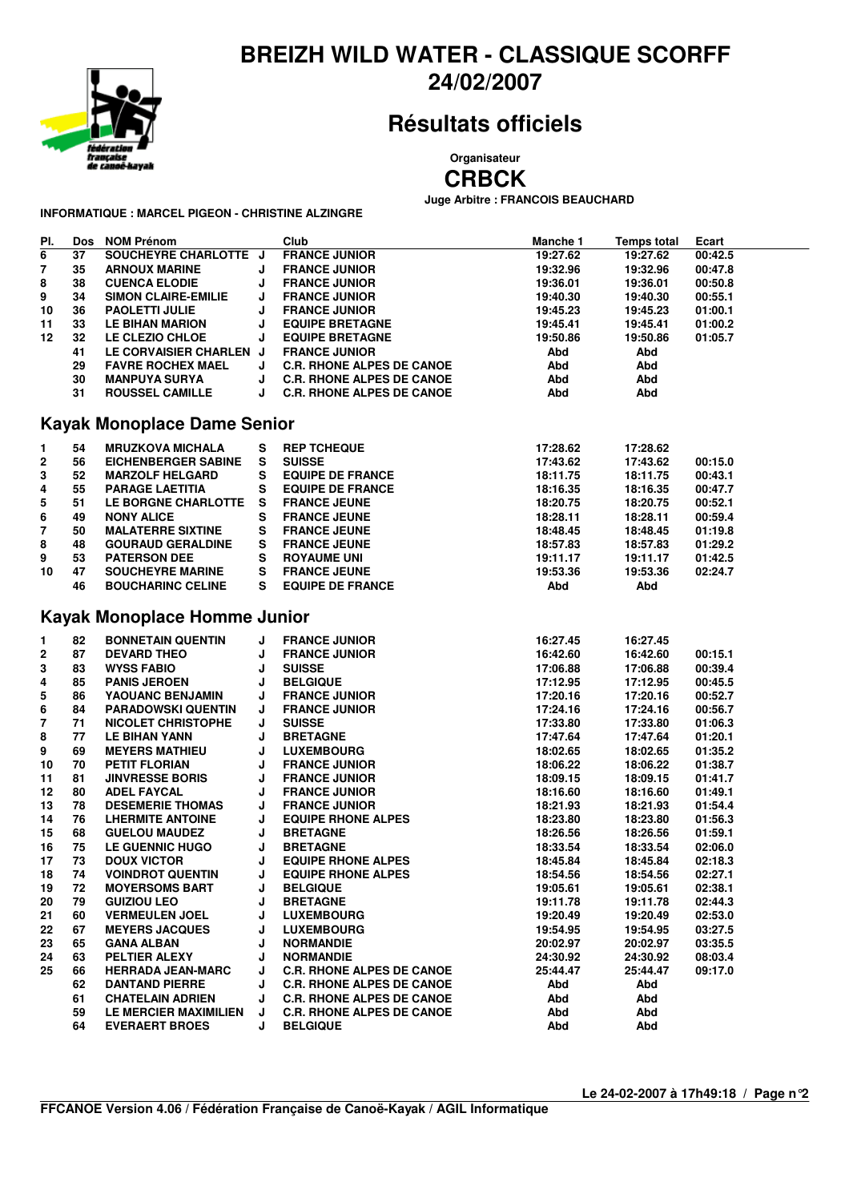# BREIZH WILD WATER - CLASSIQUE SCORFF

## 24/02/2007

## Résultats officiels

Organisateur

**CRBCK**

Juge Arbitre : FRANCOIS BEAUCHARD

INFORMATIQUE : MARCEL PIGEON - CHRISTINE ALZINGRE

| Pl. | Dos | NOM Prénom | | Club | Manche 1 | Temps total | Ecart |
|---|---|---|---|---|---|---|---|
| 6 | 37 | SOUCHEYRE CHARLOTTE | J | FRANCE JUNIOR | 19:27.62 | 19:27.62 | 00:42.5 |
| 7 | 35 | ARNOUX MARINE | J | FRANCE JUNIOR | 19:32.96 | 19:32.96 | 00:47.8 |
| 8 | 38 | CUENCA ELODIE | J | FRANCE JUNIOR | 19:36.01 | 19:36.01 | 00:50.8 |
| 9 | 34 | SIMON CLAIRE-EMILIE | J | FRANCE JUNIOR | 19:40.30 | 19:40.30 | 00:55.1 |
| 10 | 36 | PAOLETTI JULIE | J | FRANCE JUNIOR | 19:45.23 | 19:45.23 | 01:00.1 |
| 11 | 33 | LE BIHAN MARION | J | EQUIPE BRETAGNE | 19:45.41 | 19:45.41 | 01:00.2 |
| 12 | 32 | LE CLEZIO CHLOE | J | EQUIPE BRETAGNE | 19:50.86 | 19:50.86 | 01:05.7 |
| | 41 | LE CORVAISIER CHARLEN | J | FRANCE JUNIOR | Abd | Abd | |
| | 29 | FAVRE ROCHEX MAEL | J | C.R. RHONE ALPES DE CANOE | Abd | Abd | |
| | 30 | MANPUYA SURYA | J | C.R. RHONE ALPES DE CANOE | Abd | Abd | |
| | 31 | ROUSSEL CAMILLE | J | C.R. RHONE ALPES DE CANOE | Abd | Abd | |

## Kayak Monoplace Dame Senior

| Pl. | Dos | NOM Prénom | | Club | Manche 1 | Temps total | Ecart |
|---|---|---|---|---|---|---|---|
| 1 | 54 | MRUZKOVA MICHALA | S | REP TCHEQUE | 17:28.62 | 17:28.62 | |
| 2 | 56 | EICHENBERGER SABINE | S | SUISSE | 17:43.62 | 17:43.62 | 00:15.0 |
| 3 | 52 | MARZOLF HELGARD | S | EQUIPE DE FRANCE | 18:11.75 | 18:11.75 | 00:43.1 |
| 4 | 55 | PARAGE LAETITIA | S | EQUIPE DE FRANCE | 18:16.35 | 18:16.35 | 00:47.7 |
| 5 | 51 | LE BORGNE CHARLOTTE | S | FRANCE JEUNE | 18:20.75 | 18:20.75 | 00:52.1 |
| 6 | 49 | NONY ALICE | S | FRANCE JEUNE | 18:28.11 | 18:28.11 | 00:59.4 |
| 7 | 50 | MALATERRE SIXTINE | S | FRANCE JEUNE | 18:48.45 | 18:48.45 | 01:19.8 |
| 8 | 48 | GOURAUD GERALDINE | S | FRANCE JEUNE | 18:57.83 | 18:57.83 | 01:29.2 |
| 9 | 53 | PATERSON DEE | S | ROYAUME UNI | 19:11.17 | 19:11.17 | 01:42.5 |
| 10 | 47 | SOUCHEYRE MARINE | S | FRANCE JEUNE | 19:53.36 | 19:53.36 | 02:24.7 |
| | 46 | BOUCHARINC CELINE | S | EQUIPE DE FRANCE | Abd | Abd | |

## Kayak Monoplace Homme Junior

| Pl. | Dos | NOM Prénom | | Club | Manche 1 | Temps total | Ecart |
|---|---|---|---|---|---|---|---|
| 1 | 82 | BONNETAIN QUENTIN | J | FRANCE JUNIOR | 16:27.45 | 16:27.45 | |
| 2 | 87 | DEVARD THEO | J | FRANCE JUNIOR | 16:42.60 | 16:42.60 | 00:15.1 |
| 3 | 83 | WYSS FABIO | J | SUISSE | 17:06.88 | 17:06.88 | 00:39.4 |
| 4 | 85 | PANIS JEROEN | J | BELGIQUE | 17:12.95 | 17:12.95 | 00:45.5 |
| 5 | 86 | YAOUANC BENJAMIN | J | FRANCE JUNIOR | 17:20.16 | 17:20.16 | 00:52.7 |
| 6 | 84 | PARADOWSKI QUENTIN | J | FRANCE JUNIOR | 17:24.16 | 17:24.16 | 00:56.7 |
| 7 | 71 | NICOLET CHRISTOPHE | J | SUISSE | 17:33.80 | 17:33.80 | 01:06.3 |
| 8 | 77 | LE BIHAN YANN | J | BRETAGNE | 17:47.64 | 17:47.64 | 01:20.1 |
| 9 | 69 | MEYERS MATHIEU | J | LUXEMBOURG | 18:02.65 | 18:02.65 | 01:35.2 |
| 10 | 70 | PETIT FLORIAN | J | FRANCE JUNIOR | 18:06.22 | 18:06.22 | 01:38.7 |
| 11 | 81 | JINVRESSE BORIS | J | FRANCE JUNIOR | 18:09.15 | 18:09.15 | 01:41.7 |
| 12 | 80 | ADEL FAYCAL | J | FRANCE JUNIOR | 18:16.60 | 18:16.60 | 01:49.1 |
| 13 | 78 | DESEMERIE THOMAS | J | FRANCE JUNIOR | 18:21.93 | 18:21.93 | 01:54.4 |
| 14 | 76 | LHERMITE ANTOINE | J | EQUIPE RHONE ALPES | 18:23.80 | 18:23.80 | 01:56.3 |
| 15 | 68 | GUELOU MAUDEZ | J | BRETAGNE | 18:26.56 | 18:26.56 | 01:59.1 |
| 16 | 75 | LE GUENNIC HUGO | J | BRETAGNE | 18:33.54 | 18:33.54 | 02:06.0 |
| 17 | 73 | DOUX VICTOR | J | EQUIPE RHONE ALPES | 18:45.84 | 18:45.84 | 02:18.3 |
| 18 | 74 | VOINDROT QUENTIN | J | EQUIPE RHONE ALPES | 18:54.56 | 18:54.56 | 02:27.1 |
| 19 | 72 | MOYERSOMS BART | J | BELGIQUE | 19:05.61 | 19:05.61 | 02:38.1 |
| 20 | 79 | GUIZIOU LEO | J | BRETAGNE | 19:11.78 | 19:11.78 | 02:44.3 |
| 21 | 60 | VERMEULEN JOEL | J | LUXEMBOURG | 19:20.49 | 19:20.49 | 02:53.0 |
| 22 | 67 | MEYERS JACQUES | J | LUXEMBOURG | 19:54.95 | 19:54.95 | 03:27.5 |
| 23 | 65 | GANA ALBAN | J | NORMANDIE | 20:02.97 | 20:02.97 | 03:35.5 |
| 24 | 63 | PELTIER ALEXY | J | NORMANDIE | 24:30.92 | 24:30.92 | 08:03.4 |
| 25 | 66 | HERRADA JEAN-MARC | J | C.R. RHONE ALPES DE CANOE | 25:44.47 | 25:44.47 | 09:17.0 |
| | 62 | DANTAND PIERRE | J | C.R. RHONE ALPES DE CANOE | Abd | Abd | |
| | 61 | CHATELAIN ADRIEN | J | C.R. RHONE ALPES DE CANOE | Abd | Abd | |
| | 59 | LE MERCIER MAXIMILIEN | J | C.R. RHONE ALPES DE CANOE | Abd | Abd | |
| | 64 | EVERAERT BROES | J | BELGIQUE | Abd | Abd | |

Le 24-02-2007 à 17h49:18

FFCANOE Version 4.06 / Fédération Française de Canoë-Kayak / AGIL Informatique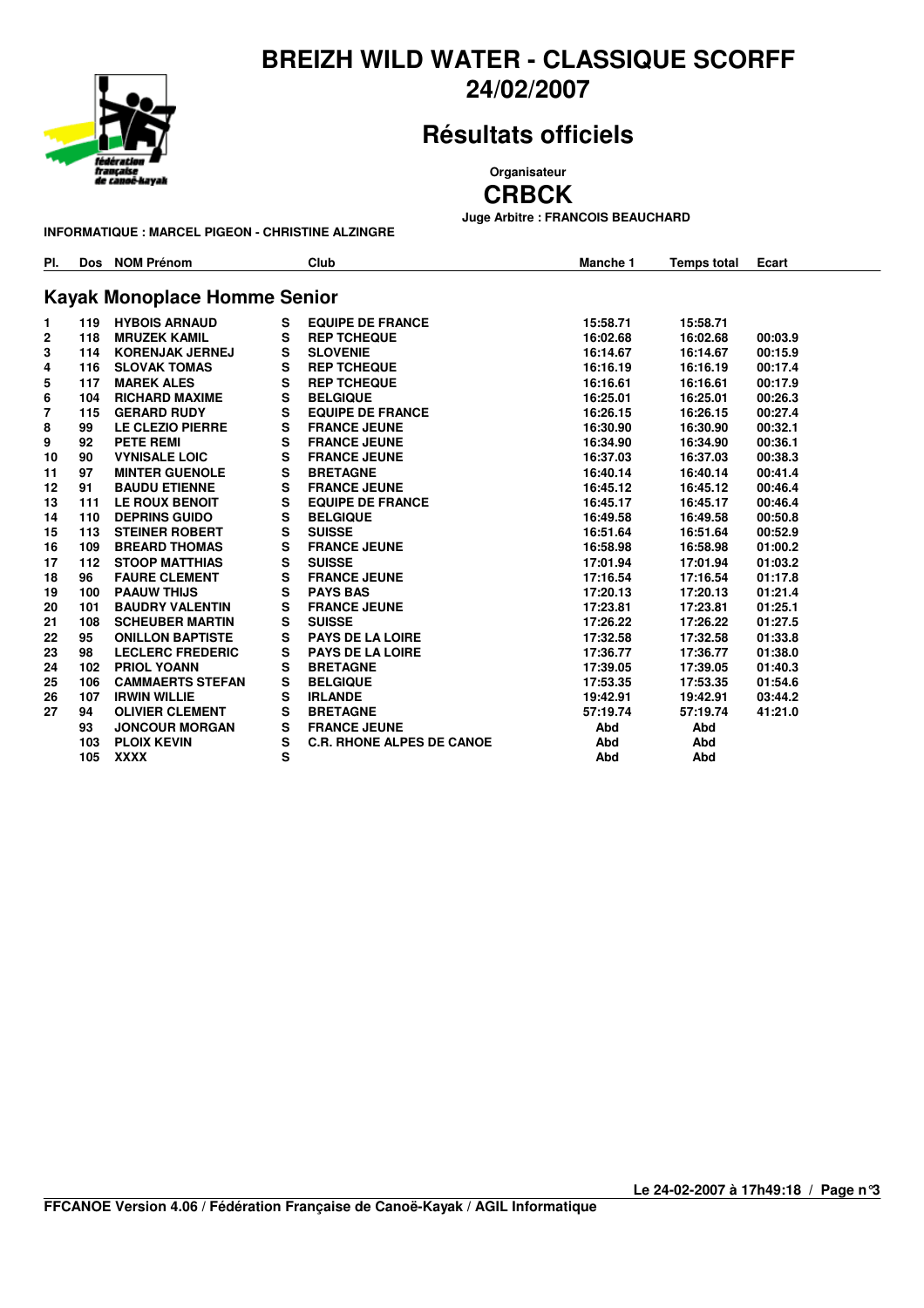# BREIZH WILD WATER - CLASSIQUE SCORFF
# 24/02/2007

## Résultats officiels

**Organisateur**

**CRBCK**

**Juge Arbitre : FRANCOIS BEAUCHARD**

**INFORMATIQUE : MARCEL PIGEON - CHRISTINE ALZINGRE**

### Kayak Monoplace Homme Senior

| Pl. | Dos | NOM Prénom | | Club | Manche 1 | Temps total | Ecart |
|---|---|---|---|---|---|---|---|
| 1 | 119 | HYBOIS ARNAUD | S | EQUIPE DE FRANCE | 15:58.71 | 15:58.71 | |
| 2 | 118 | MRUZEK KAMIL | S | REP TCHEQUE | 16:02.68 | 16:02.68 | 00:03.9 |
| 3 | 114 | KORENJAK JERNEJ | S | SLOVENIE | 16:14.67 | 16:14.67 | 00:15.9 |
| 4 | 116 | SLOVAK TOMAS | S | REP TCHEQUE | 16:16.19 | 16:16.19 | 00:17.4 |
| 5 | 117 | MAREK ALES | S | REP TCHEQUE | 16:16.61 | 16:16.61 | 00:17.9 |
| 6 | 104 | RICHARD MAXIME | S | BELGIQUE | 16:25.01 | 16:25.01 | 00:26.3 |
| 7 | 115 | GERARD RUDY | S | EQUIPE DE FRANCE | 16:26.15 | 16:26.15 | 00:27.4 |
| 8 | 99 | LE CLEZIO PIERRE | S | FRANCE JEUNE | 16:30.90 | 16:30.90 | 00:32.1 |
| 9 | 92 | PETE REMI | S | FRANCE JEUNE | 16:34.90 | 16:34.90 | 00:36.1 |
| 10 | 90 | VYNISALE LOIC | S | FRANCE JEUNE | 16:37.03 | 16:37.03 | 00:38.3 |
| 11 | 97 | MINTER GUENOLE | S | BRETAGNE | 16:40.14 | 16:40.14 | 00:41.4 |
| 12 | 91 | BAUDU ETIENNE | S | FRANCE JEUNE | 16:45.12 | 16:45.12 | 00:46.4 |
| 13 | 111 | LE ROUX BENOIT | S | EQUIPE DE FRANCE | 16:45.17 | 16:45.17 | 00:46.4 |
| 14 | 110 | DEPRINS GUIDO | S | BELGIQUE | 16:49.58 | 16:49.58 | 00:50.8 |
| 15 | 113 | STEINER ROBERT | S | SUISSE | 16:51.64 | 16:51.64 | 00:52.9 |
| 16 | 109 | BREARD THOMAS | S | FRANCE JEUNE | 16:58.98 | 16:58.98 | 01:00.2 |
| 17 | 112 | STOOP MATTHIAS | S | SUISSE | 17:01.94 | 17:01.94 | 01:03.2 |
| 18 | 96 | FAURE CLEMENT | S | FRANCE JEUNE | 17:16.54 | 17:16.54 | 01:17.8 |
| 19 | 100 | PAAUW THIJS | S | PAYS BAS | 17:20.13 | 17:20.13 | 01:21.4 |
| 20 | 101 | BAUDRY VALENTIN | S | FRANCE JEUNE | 17:23.81 | 17:23.81 | 01:25.1 |
| 21 | 108 | SCHEUBER MARTIN | S | SUISSE | 17:26.22 | 17:26.22 | 01:27.5 |
| 22 | 95 | ONILLON BAPTISTE | S | PAYS DE LA LOIRE | 17:32.58 | 17:32.58 | 01:33.8 |
| 23 | 98 | LECLERC FREDERIC | S | PAYS DE LA LOIRE | 17:36.77 | 17:36.77 | 01:38.0 |
| 24 | 102 | PRIOL YOANN | S | BRETAGNE | 17:39.05 | 17:39.05 | 01:40.3 |
| 25 | 106 | CAMMAERTS STEFAN | S | BELGIQUE | 17:53.35 | 17:53.35 | 01:54.6 |
| 26 | 107 | IRWIN WILLIE | S | IRLANDE | 19:42.91 | 19:42.91 | 03:44.2 |
| 27 | 94 | OLIVIER CLEMENT | S | BRETAGNE | 57:19.74 | 57:19.74 | 41:21.0 |
| | 93 | JONCOUR MORGAN | S | FRANCE JEUNE | Abd | Abd | |
| | 103 | PLOIX KEVIN | S | C.R. RHONE ALPES DE CANOE | Abd | Abd | |
| | 105 | XXXX | S | | Abd | Abd | |

Le 24-02-2007 à 17h49:18

FFCANOE Version 4.06 / Fédération Française de Canoë-Kayak / AGIL Informatique